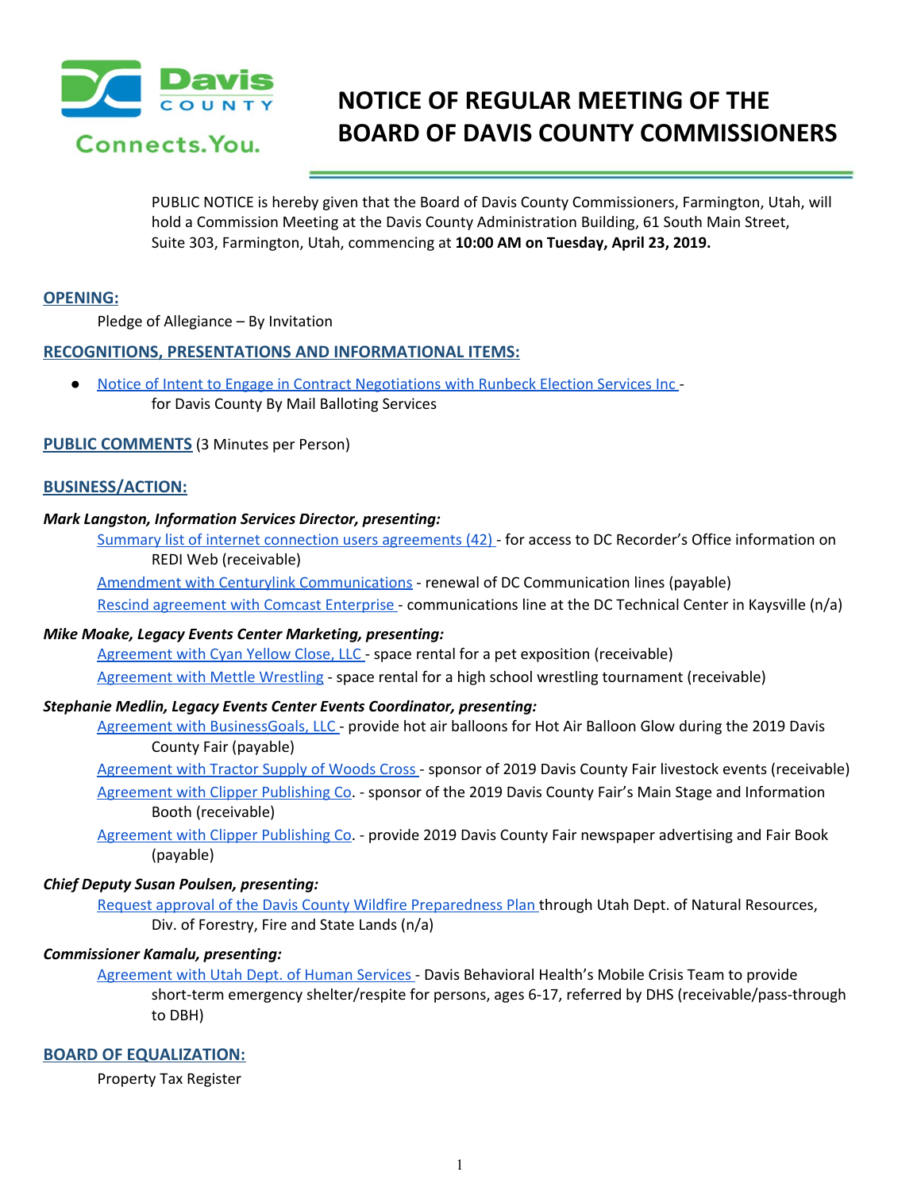# NOTICE OF REGULAR MEETING OF THE BOARD OF DAVIS COUNTY COMMISSIONERS

PUBLIC NOTICE is hereby given that the Board of Davis County Commissioners, Farmington, Utah, will hold a Commission Meeting at the Davis County Administration Building, 61 South Main Street, Suite 303, Farmington, Utah, commencing at **10:00 AM on Tuesday, April 23, 2019.**

## OPENING:

Pledge of Allegiance – By Invitation

## RECOGNITIONS, PRESENTATIONS AND INFORMATIONAL ITEMS:

- Notice of Intent to Engage in Contract Negotiations with Runbeck Election Services Inc - for Davis County By Mail Balloting Services

## PUBLIC COMMENTS (3 Minutes per Person)

## BUSINESS/ACTION:

***Mark Langston, Information Services Director, presenting:***

Summary list of internet connection users agreements (42) - for access to DC Recorder's Office information on REDI Web (receivable)

Amendment with Centurylink Communications - renewal of DC Communication lines (payable)

Rescind agreement with Comcast Enterprise - communications line at the DC Technical Center in Kaysville (n/a)

***Mike Moake, Legacy Events Center Marketing, presenting:***

Agreement with Cyan Yellow Close, LLC - space rental for a pet exposition (receivable)

Agreement with Mettle Wrestling - space rental for a high school wrestling tournament (receivable)

***Stephanie Medlin, Legacy Events Center Events Coordinator, presenting:***

Agreement with BusinessGoals, LLC - provide hot air balloons for Hot Air Balloon Glow during the 2019 Davis County Fair (payable)

Agreement with Tractor Supply of Woods Cross - sponsor of 2019 Davis County Fair livestock events (receivable)

Agreement with Clipper Publishing Co. - sponsor of the 2019 Davis County Fair's Main Stage and Information Booth (receivable)

Agreement with Clipper Publishing Co. - provide 2019 Davis County Fair newspaper advertising and Fair Book (payable)

***Chief Deputy Susan Poulsen, presenting:***

Request approval of the Davis County Wildfire Preparedness Plan through Utah Dept. of Natural Resources, Div. of Forestry, Fire and State Lands (n/a)

***Commissioner Kamalu, presenting:***

Agreement with Utah Dept. of Human Services - Davis Behavioral Health's Mobile Crisis Team to provide short-term emergency shelter/respite for persons, ages 6-17, referred by DHS (receivable/pass-through to DBH)

## BOARD OF EQUALIZATION:

Property Tax Register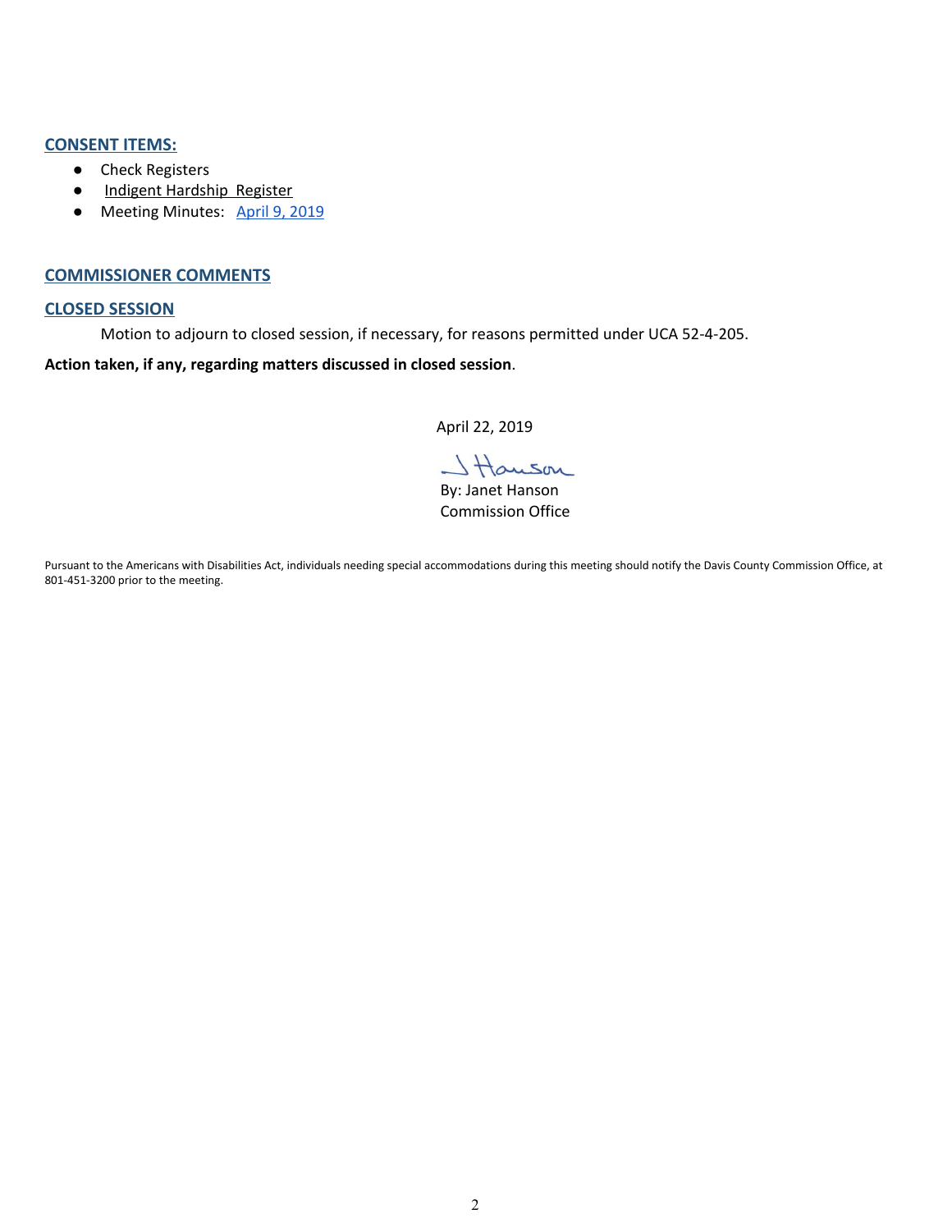## CONSENT ITEMS:

- Check Registers
- Indigent Hardship Register
- Meeting Minutes: April 9, 2019

## COMMISSIONER COMMENTS

## CLOSED SESSION

Motion to adjourn to closed session, if necessary, for reasons permitted under UCA 52-4-205.

**Action taken, if any, regarding matters discussed in closed session**.

April 22, 2019

J Hanson

By: Janet Hanson
Commission Office

Pursuant to the Americans with Disabilities Act, individuals needing special accommodations during this meeting should notify the Davis County Commission Office, at 801-451-3200 prior to the meeting.